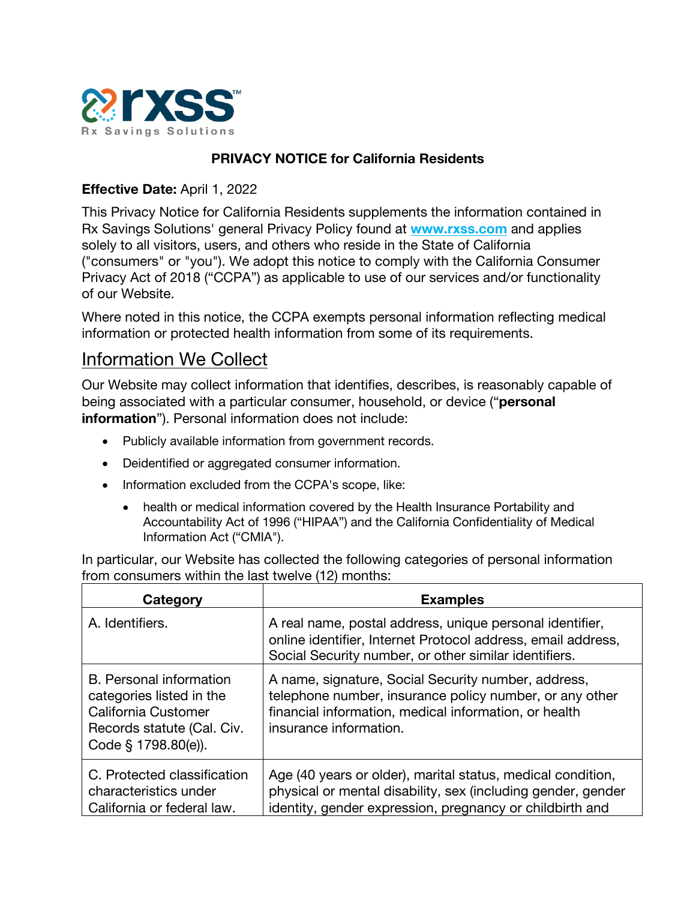rxss™
Rx Savings Solutions

**PRIVACY NOTICE for California Residents**

**Effective Date:** April 1, 2022

This Privacy Notice for California Residents supplements the information contained in Rx Savings Solutions' general Privacy Policy found at [www.rxss.com](http://www.rxss.com) and applies solely to all visitors, users, and others who reside in the State of California ("consumers" or "you"). We adopt this notice to comply with the California Consumer Privacy Act of 2018 ("CCPA") as applicable to use of our services and/or functionality of our Website.

Where noted in this notice, the CCPA exempts personal information reflecting medical information or protected health information from some of its requirements.

## Information We Collect

Our Website may collect information that identifies, describes, is reasonably capable of being associated with a particular consumer, household, or device ("**personal information**"). Personal information does not include:

- Publicly available information from government records.
- Deidentified or aggregated consumer information.
- Information excluded from the CCPA's scope, like:
  - health or medical information covered by the Health Insurance Portability and Accountability Act of 1996 ("HIPAA") and the California Confidentiality of Medical Information Act ("CMIA").

In particular, our Website has collected the following categories of personal information from consumers within the last twelve (12) months:

| Category | Examples |
|---|---|
| A. Identifiers. | A real name, postal address, unique personal identifier, online identifier, Internet Protocol address, email address, Social Security number, or other similar identifiers. |
| B. Personal information categories listed in the California Customer Records statute (Cal. Civ. Code § 1798.80(e)). | A name, signature, Social Security number, address, telephone number, insurance policy number, or any other financial information, medical information, or health insurance information. |
| C. Protected classification characteristics under California or federal law. | Age (40 years or older), marital status, medical condition, physical or mental disability, sex (including gender, gender identity, gender expression, pregnancy or childbirth and |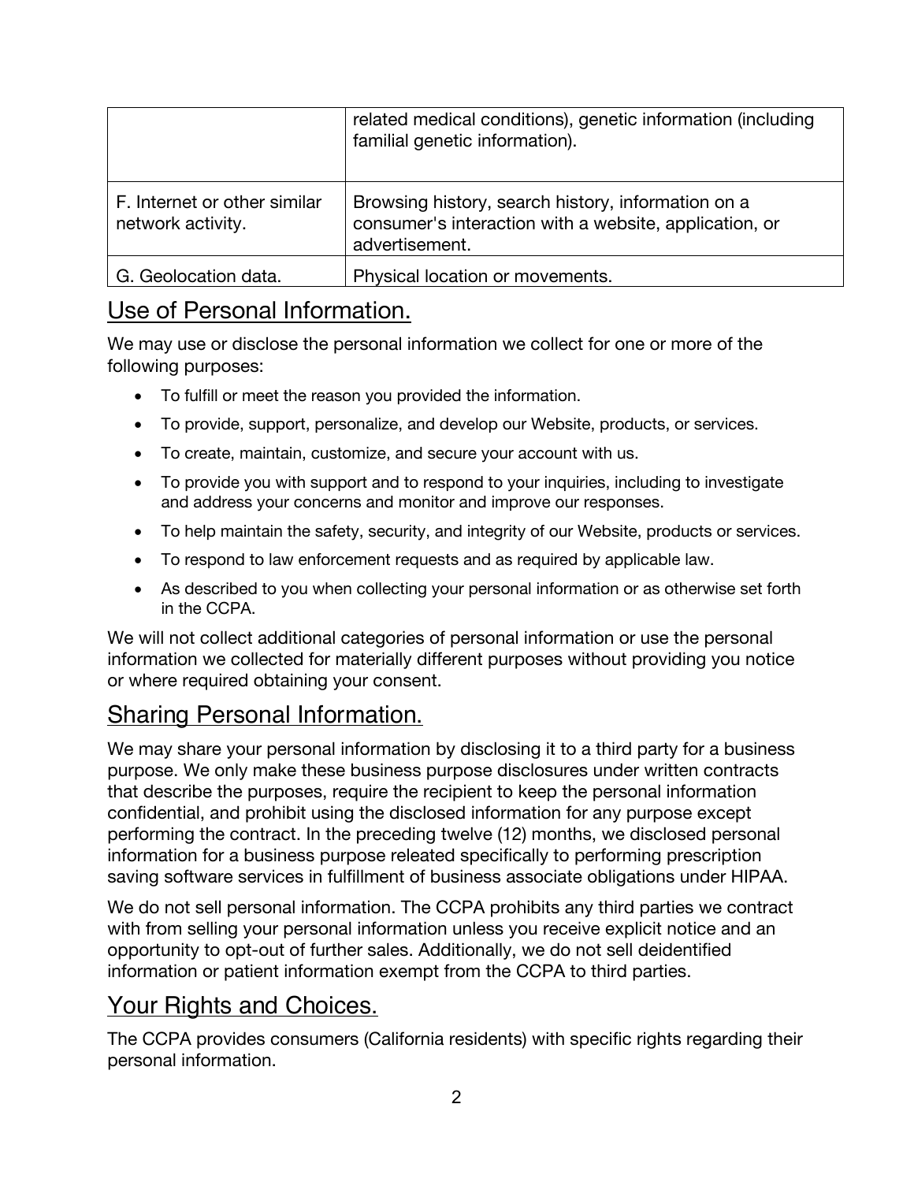| | |
|---|---|
| | related medical conditions), genetic information (including familial genetic information). |
| F. Internet or other similar network activity. | Browsing history, search history, information on a consumer's interaction with a website, application, or advertisement. |
| G. Geolocation data. | Physical location or movements. |

## Use of Personal Information.

We may use or disclose the personal information we collect for one or more of the following purposes:

- To fulfill or meet the reason you provided the information.
- To provide, support, personalize, and develop our Website, products, or services.
- To create, maintain, customize, and secure your account with us.
- To provide you with support and to respond to your inquiries, including to investigate and address your concerns and monitor and improve our responses.
- To help maintain the safety, security, and integrity of our Website, products or services.
- To respond to law enforcement requests and as required by applicable law.
- As described to you when collecting your personal information or as otherwise set forth in the CCPA.

We will not collect additional categories of personal information or use the personal information we collected for materially different purposes without providing you notice or where required obtaining your consent.

## Sharing Personal Information.

We may share your personal information by disclosing it to a third party for a business purpose. We only make these business purpose disclosures under written contracts that describe the purposes, require the recipient to keep the personal information confidential, and prohibit using the disclosed information for any purpose except performing the contract. In the preceding twelve (12) months, we disclosed personal information for a business purpose releated specifically to performing prescription saving software services in fulfillment of business associate obligations under HIPAA.

We do not sell personal information. The CCPA prohibits any third parties we contract with from selling your personal information unless you receive explicit notice and an opportunity to opt-out of further sales. Additionally, we do not sell deidentified information or patient information exempt from the CCPA to third parties.

## Your Rights and Choices.

The CCPA provides consumers (California residents) with specific rights regarding their personal information.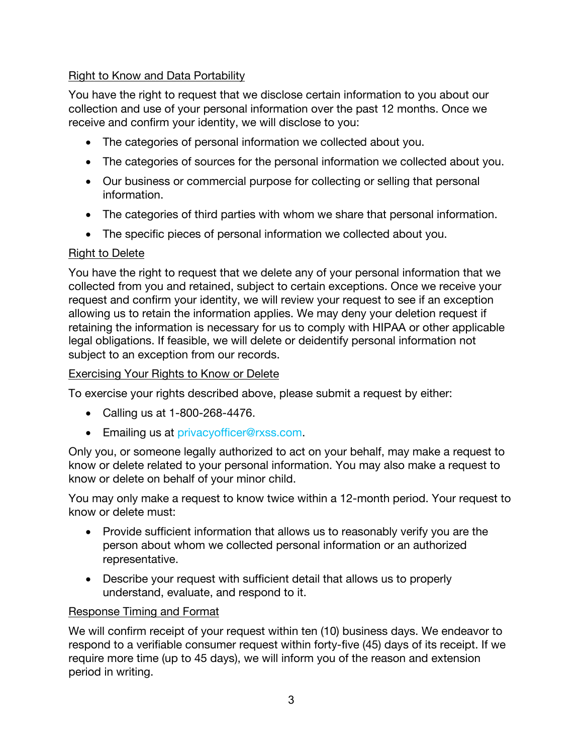Right to Know and Data Portability

You have the right to request that we disclose certain information to you about our collection and use of your personal information over the past 12 months. Once we receive and confirm your identity, we will disclose to you:

- The categories of personal information we collected about you.
- The categories of sources for the personal information we collected about you.
- Our business or commercial purpose for collecting or selling that personal information.
- The categories of third parties with whom we share that personal information.
- The specific pieces of personal information we collected about you.

Right to Delete

You have the right to request that we delete any of your personal information that we collected from you and retained, subject to certain exceptions. Once we receive your request and confirm your identity, we will review your request to see if an exception allowing us to retain the information applies. We may deny your deletion request if retaining the information is necessary for us to comply with HIPAA or other applicable legal obligations. If feasible, we will delete or deidentify personal information not subject to an exception from our records.

Exercising Your Rights to Know or Delete

To exercise your rights described above, please submit a request by either:

- Calling us at 1-800-268-4476.
- Emailing us at privacyofficer@rxss.com.

Only you, or someone legally authorized to act on your behalf, may make a request to know or delete related to your personal information. You may also make a request to know or delete on behalf of your minor child.

You may only make a request to know twice within a 12-month period. Your request to know or delete must:

- Provide sufficient information that allows us to reasonably verify you are the person about whom we collected personal information or an authorized representative.
- Describe your request with sufficient detail that allows us to properly understand, evaluate, and respond to it.

Response Timing and Format

We will confirm receipt of your request within ten (10) business days. We endeavor to respond to a verifiable consumer request within forty-five (45) days of its receipt. If we require more time (up to 45 days), we will inform you of the reason and extension period in writing.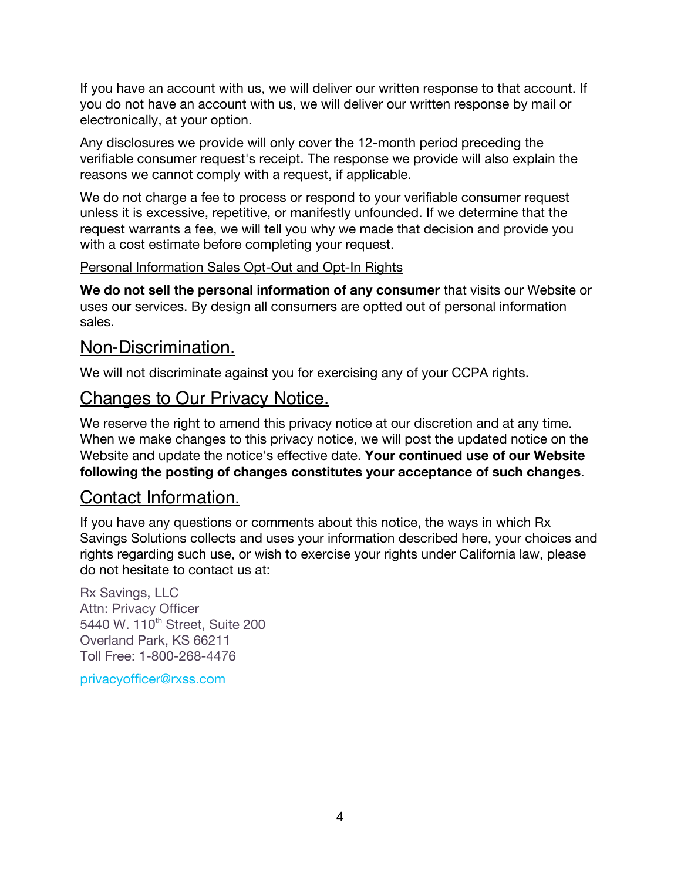If you have an account with us, we will deliver our written response to that account. If you do not have an account with us, we will deliver our written response by mail or electronically, at your option.

Any disclosures we provide will only cover the 12-month period preceding the verifiable consumer request's receipt. The response we provide will also explain the reasons we cannot comply with a request, if applicable.

We do not charge a fee to process or respond to your verifiable consumer request unless it is excessive, repetitive, or manifestly unfounded. If we determine that the request warrants a fee, we will tell you why we made that decision and provide you with a cost estimate before completing your request.

Personal Information Sales Opt-Out and Opt-In Rights

**We do not sell the personal information of any consumer** that visits our Website or uses our services. By design all consumers are optted out of personal information sales.

## Non-Discrimination.

We will not discriminate against you for exercising any of your CCPA rights.

## Changes to Our Privacy Notice.

We reserve the right to amend this privacy notice at our discretion and at any time. When we make changes to this privacy notice, we will post the updated notice on the Website and update the notice's effective date. **Your continued use of our Website following the posting of changes constitutes your acceptance of such changes**.

## Contact Information.

If you have any questions or comments about this notice, the ways in which Rx Savings Solutions collects and uses your information described here, your choices and rights regarding such use, or wish to exercise your rights under California law, please do not hesitate to contact us at:

Rx Savings, LLC
Attn: Privacy Officer
5440 W. 110th Street, Suite 200
Overland Park, KS 66211
Toll Free: 1-800-268-4476

privacyofficer@rxss.com